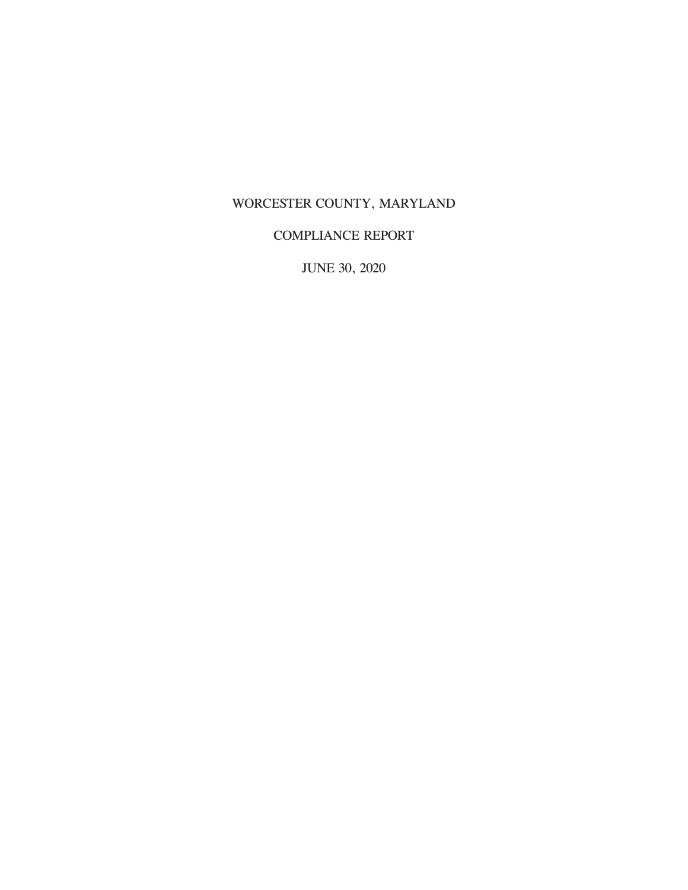# WORCESTER COUNTY, MARYLAND

## COMPLIANCE REPORT

## JUNE 30, 2020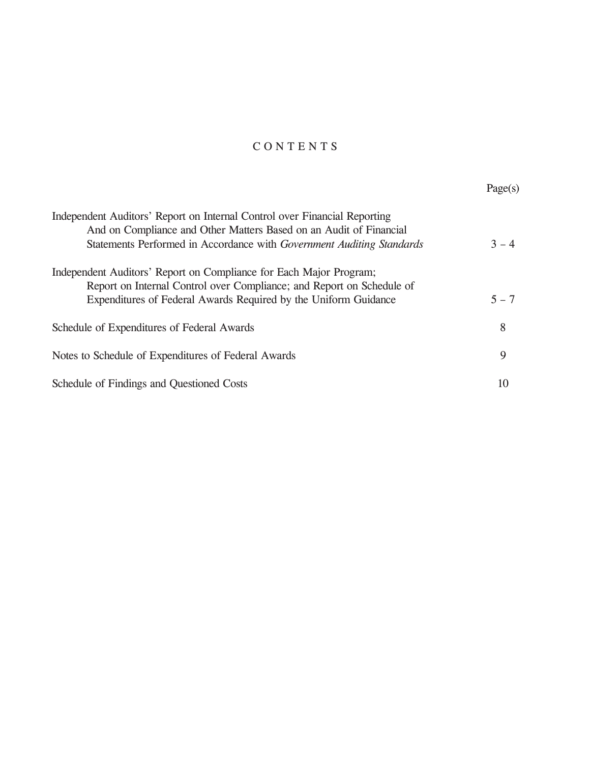# C O N T E N T S

| | Page(s) |
|---|---|
| Independent Auditors' Report on Internal Control over Financial Reporting And on Compliance and Other Matters Based on an Audit of Financial Statements Performed in Accordance with *Government Auditing Standards* | 3 – 4 |
| Independent Auditors' Report on Compliance for Each Major Program; Report on Internal Control over Compliance; and Report on Schedule of Expenditures of Federal Awards Required by the Uniform Guidance | 5 – 7 |
| Schedule of Expenditures of Federal Awards | 8 |
| Notes to Schedule of Expenditures of Federal Awards | 9 |
| Schedule of Findings and Questioned Costs | 10 |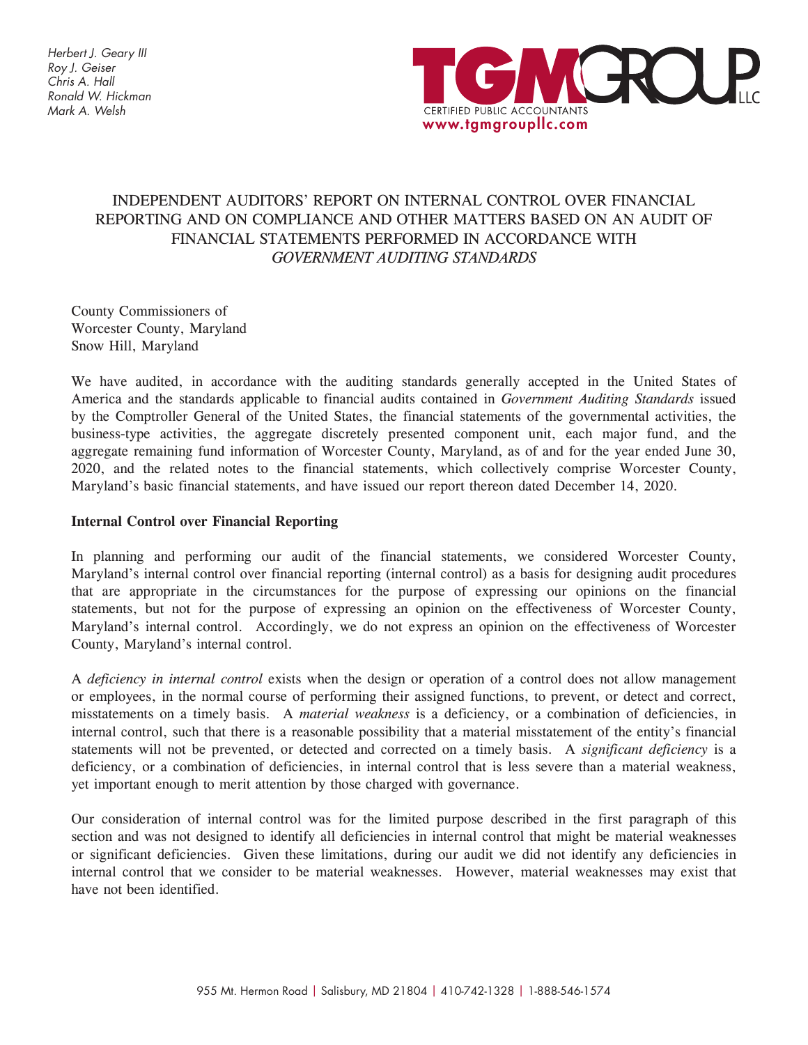Herbert J. Geary III
Roy J. Geiser
Chris A. Hall
Ronald W. Hickman
Mark A. Welsh

TGM GROUP LLC
CERTIFIED PUBLIC ACCOUNTANTS
www.tgmgroupllc.com

# INDEPENDENT AUDITORS' REPORT ON INTERNAL CONTROL OVER FINANCIAL REPORTING AND ON COMPLIANCE AND OTHER MATTERS BASED ON AN AUDIT OF FINANCIAL STATEMENTS PERFORMED IN ACCORDANCE WITH *GOVERNMENT AUDITING STANDARDS*

County Commissioners of
Worcester County, Maryland
Snow Hill, Maryland

We have audited, in accordance with the auditing standards generally accepted in the United States of America and the standards applicable to financial audits contained in *Government Auditing Standards* issued by the Comptroller General of the United States, the financial statements of the governmental activities, the business-type activities, the aggregate discretely presented component unit, each major fund, and the aggregate remaining fund information of Worcester County, Maryland, as of and for the year ended June 30, 2020, and the related notes to the financial statements, which collectively comprise Worcester County, Maryland's basic financial statements, and have issued our report thereon dated December 14, 2020.

## Internal Control over Financial Reporting

In planning and performing our audit of the financial statements, we considered Worcester County, Maryland's internal control over financial reporting (internal control) as a basis for designing audit procedures that are appropriate in the circumstances for the purpose of expressing our opinions on the financial statements, but not for the purpose of expressing an opinion on the effectiveness of Worcester County, Maryland's internal control. Accordingly, we do not express an opinion on the effectiveness of Worcester County, Maryland's internal control.

A *deficiency in internal control* exists when the design or operation of a control does not allow management or employees, in the normal course of performing their assigned functions, to prevent, or detect and correct, misstatements on a timely basis. A *material weakness* is a deficiency, or a combination of deficiencies, in internal control, such that there is a reasonable possibility that a material misstatement of the entity's financial statements will not be prevented, or detected and corrected on a timely basis. A *significant deficiency* is a deficiency, or a combination of deficiencies, in internal control that is less severe than a material weakness, yet important enough to merit attention by those charged with governance.

Our consideration of internal control was for the limited purpose described in the first paragraph of this section and was not designed to identify all deficiencies in internal control that might be material weaknesses or significant deficiencies. Given these limitations, during our audit we did not identify any deficiencies in internal control that we consider to be material weaknesses. However, material weaknesses may exist that have not been identified.

955 Mt. Hermon Road | Salisbury, MD 21804 | 410-742-1328 | 1-888-546-1574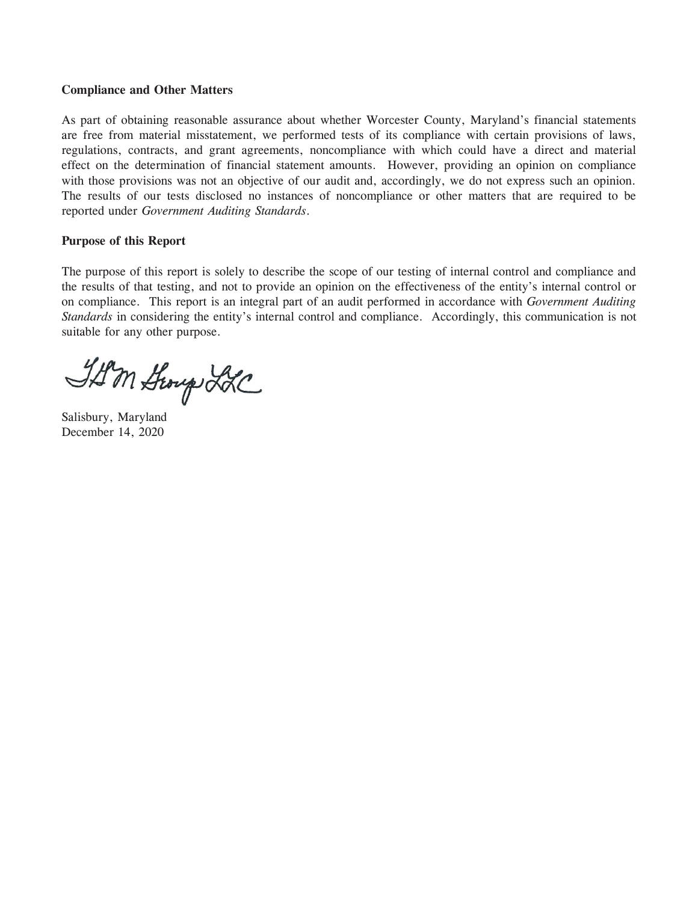**Compliance and Other Matters**

As part of obtaining reasonable assurance about whether Worcester County, Maryland's financial statements are free from material misstatement, we performed tests of its compliance with certain provisions of laws, regulations, contracts, and grant agreements, noncompliance with which could have a direct and material effect on the determination of financial statement amounts. However, providing an opinion on compliance with those provisions was not an objective of our audit and, accordingly, we do not express such an opinion. The results of our tests disclosed no instances of noncompliance or other matters that are required to be reported under *Government Auditing Standards*.

**Purpose of this Report**

The purpose of this report is solely to describe the scope of our testing of internal control and compliance and the results of that testing, and not to provide an opinion on the effectiveness of the entity's internal control or on compliance. This report is an integral part of an audit performed in accordance with *Government Auditing Standards* in considering the entity's internal control and compliance. Accordingly, this communication is not suitable for any other purpose.

TGM Group LLC

Salisbury, Maryland
December 14, 2020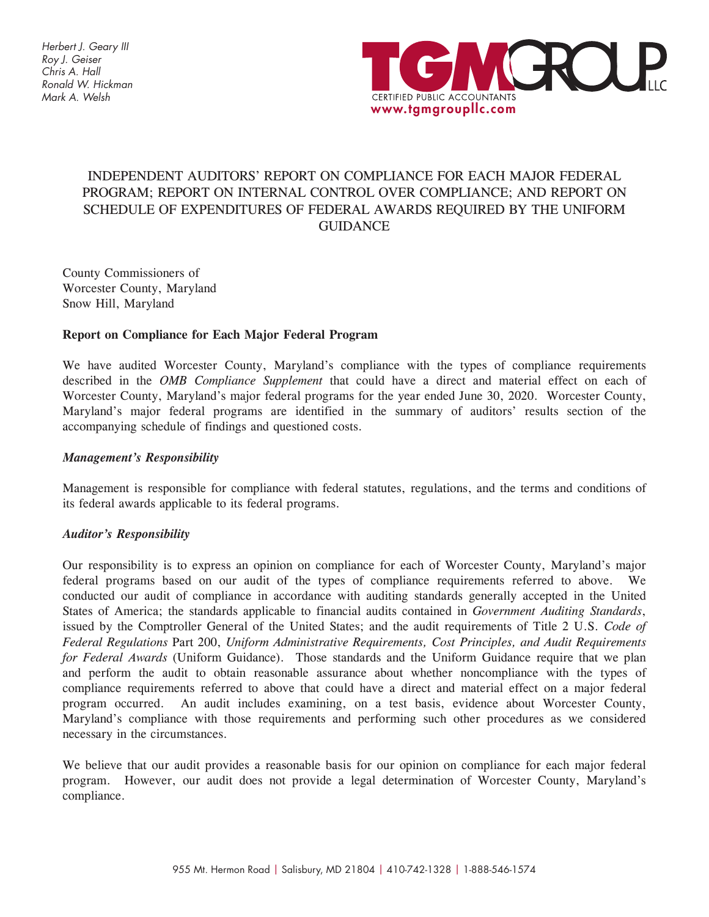Herbert J. Geary III
Roy J. Geiser
Chris A. Hall
Ronald W. Hickman
Mark A. Welsh

TGM GROUP LLC
CERTIFIED PUBLIC ACCOUNTANTS
www.tgmgroupllc.com

# INDEPENDENT AUDITORS' REPORT ON COMPLIANCE FOR EACH MAJOR FEDERAL PROGRAM; REPORT ON INTERNAL CONTROL OVER COMPLIANCE; AND REPORT ON SCHEDULE OF EXPENDITURES OF FEDERAL AWARDS REQUIRED BY THE UNIFORM GUIDANCE

County Commissioners of
Worcester County, Maryland
Snow Hill, Maryland

## Report on Compliance for Each Major Federal Program

We have audited Worcester County, Maryland's compliance with the types of compliance requirements described in the *OMB Compliance Supplement* that could have a direct and material effect on each of Worcester County, Maryland's major federal programs for the year ended June 30, 2020. Worcester County, Maryland's major federal programs are identified in the summary of auditors' results section of the accompanying schedule of findings and questioned costs.

### *Management's Responsibility*

Management is responsible for compliance with federal statutes, regulations, and the terms and conditions of its federal awards applicable to its federal programs.

### *Auditor's Responsibility*

Our responsibility is to express an opinion on compliance for each of Worcester County, Maryland's major federal programs based on our audit of the types of compliance requirements referred to above. We conducted our audit of compliance in accordance with auditing standards generally accepted in the United States of America; the standards applicable to financial audits contained in *Government Auditing Standards*, issued by the Comptroller General of the United States; and the audit requirements of Title 2 U.S. *Code of Federal Regulations* Part 200, *Uniform Administrative Requirements, Cost Principles, and Audit Requirements for Federal Awards* (Uniform Guidance). Those standards and the Uniform Guidance require that we plan and perform the audit to obtain reasonable assurance about whether noncompliance with the types of compliance requirements referred to above that could have a direct and material effect on a major federal program occurred. An audit includes examining, on a test basis, evidence about Worcester County, Maryland's compliance with those requirements and performing such other procedures as we considered necessary in the circumstances.

We believe that our audit provides a reasonable basis for our opinion on compliance for each major federal program. However, our audit does not provide a legal determination of Worcester County, Maryland's compliance.

955 Mt. Hermon Road | Salisbury, MD 21804 | 410-742-1328 | 1-888-546-1574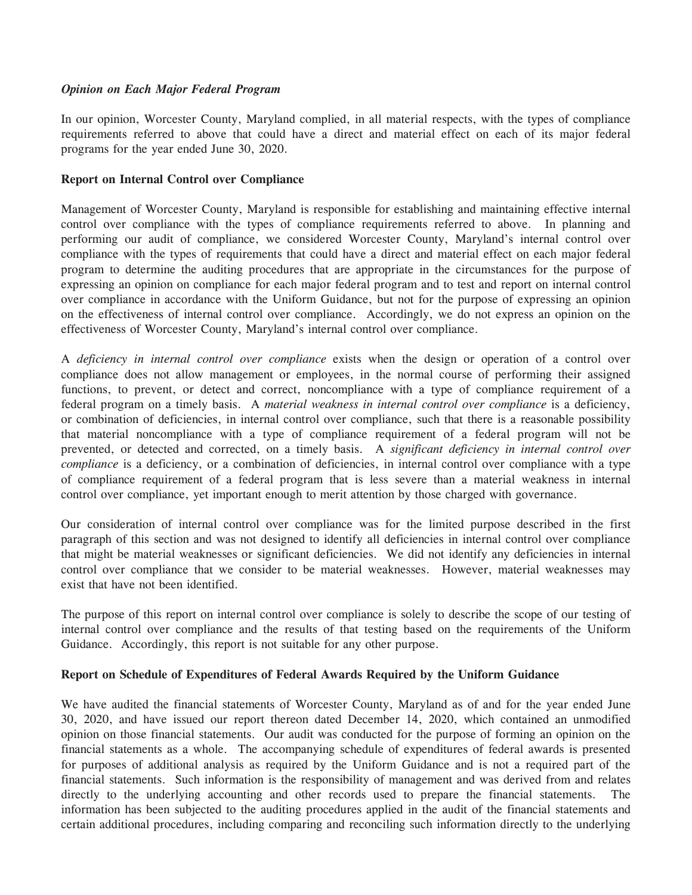***Opinion on Each Major Federal Program***

In our opinion, Worcester County, Maryland complied, in all material respects, with the types of compliance requirements referred to above that could have a direct and material effect on each of its major federal programs for the year ended June 30, 2020.

**Report on Internal Control over Compliance**

Management of Worcester County, Maryland is responsible for establishing and maintaining effective internal control over compliance with the types of compliance requirements referred to above. In planning and performing our audit of compliance, we considered Worcester County, Maryland's internal control over compliance with the types of requirements that could have a direct and material effect on each major federal program to determine the auditing procedures that are appropriate in the circumstances for the purpose of expressing an opinion on compliance for each major federal program and to test and report on internal control over compliance in accordance with the Uniform Guidance, but not for the purpose of expressing an opinion on the effectiveness of internal control over compliance. Accordingly, we do not express an opinion on the effectiveness of Worcester County, Maryland's internal control over compliance.

A *deficiency in internal control over compliance* exists when the design or operation of a control over compliance does not allow management or employees, in the normal course of performing their assigned functions, to prevent, or detect and correct, noncompliance with a type of compliance requirement of a federal program on a timely basis. A *material weakness in internal control over compliance* is a deficiency, or combination of deficiencies, in internal control over compliance, such that there is a reasonable possibility that material noncompliance with a type of compliance requirement of a federal program will not be prevented, or detected and corrected, on a timely basis. A *significant deficiency in internal control over compliance* is a deficiency, or a combination of deficiencies, in internal control over compliance with a type of compliance requirement of a federal program that is less severe than a material weakness in internal control over compliance, yet important enough to merit attention by those charged with governance.

Our consideration of internal control over compliance was for the limited purpose described in the first paragraph of this section and was not designed to identify all deficiencies in internal control over compliance that might be material weaknesses or significant deficiencies. We did not identify any deficiencies in internal control over compliance that we consider to be material weaknesses. However, material weaknesses may exist that have not been identified.

The purpose of this report on internal control over compliance is solely to describe the scope of our testing of internal control over compliance and the results of that testing based on the requirements of the Uniform Guidance. Accordingly, this report is not suitable for any other purpose.

**Report on Schedule of Expenditures of Federal Awards Required by the Uniform Guidance**

We have audited the financial statements of Worcester County, Maryland as of and for the year ended June 30, 2020, and have issued our report thereon dated December 14, 2020, which contained an unmodified opinion on those financial statements. Our audit was conducted for the purpose of forming an opinion on the financial statements as a whole. The accompanying schedule of expenditures of federal awards is presented for purposes of additional analysis as required by the Uniform Guidance and is not a required part of the financial statements. Such information is the responsibility of management and was derived from and relates directly to the underlying accounting and other records used to prepare the financial statements. The information has been subjected to the auditing procedures applied in the audit of the financial statements and certain additional procedures, including comparing and reconciling such information directly to the underlying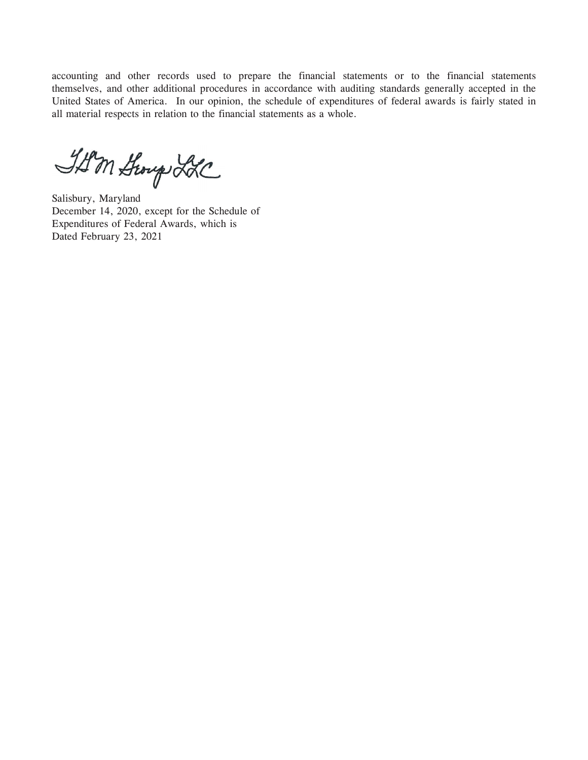accounting and other records used to prepare the financial statements or to the financial statements themselves, and other additional procedures in accordance with auditing standards generally accepted in the United States of America. In our opinion, the schedule of expenditures of federal awards is fairly stated in all material respects in relation to the financial statements as a whole.

TGM Group LLC

Salisbury, Maryland
December 14, 2020, except for the Schedule of
Expenditures of Federal Awards, which is
Dated February 23, 2021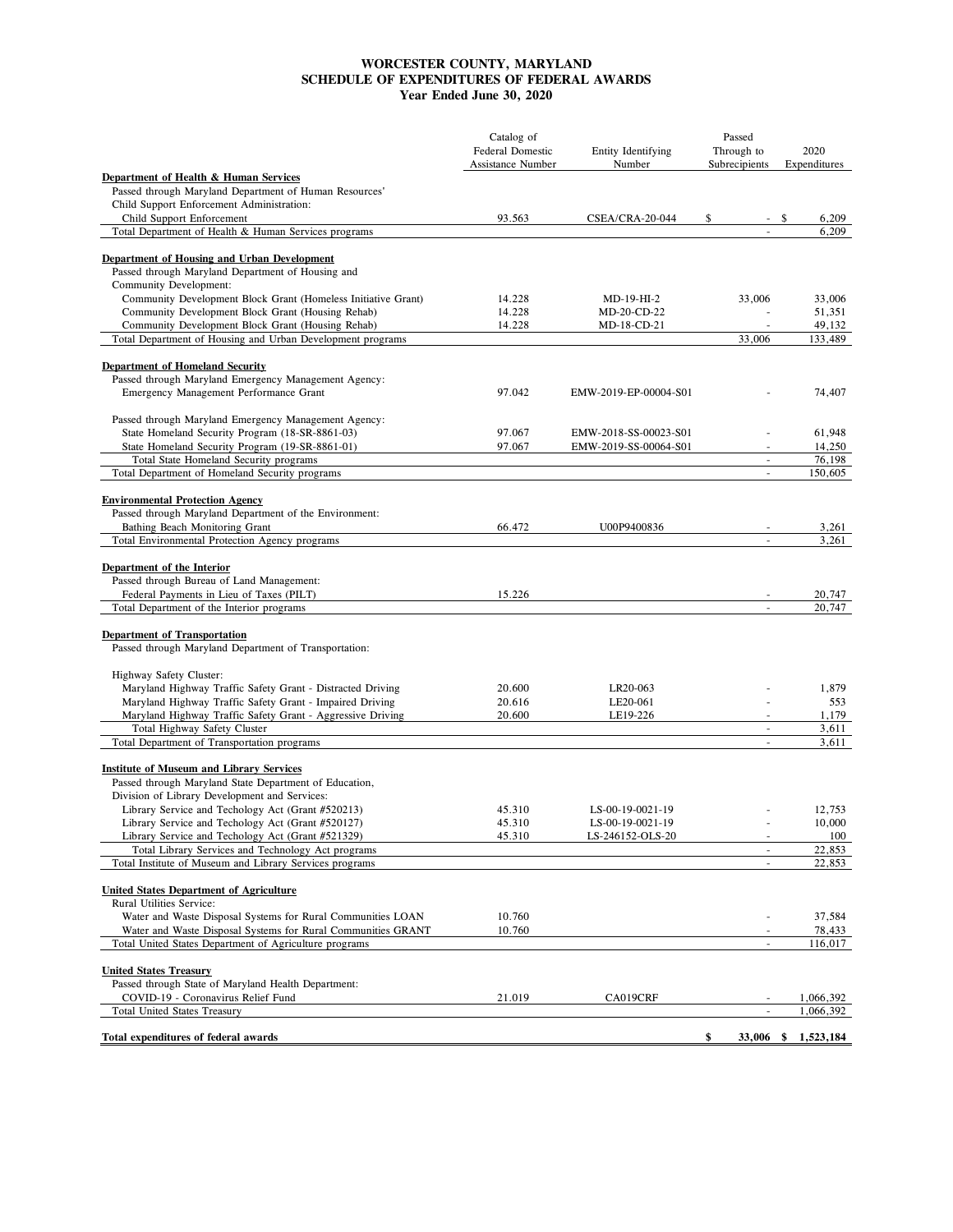# WORCESTER COUNTY, MARYLAND
## SCHEDULE OF EXPENDITURES OF FEDERAL AWARDS
### Year Ended June 30, 2020

| | Catalog of Federal Domestic Assistance Number | Entity Identifying Number | Passed Through to Subrecipients | 2020 Expenditures |
|---|---|---|---|---|
| **Department of Health & Human Services** | | | | |
| Passed through Maryland Department of Human Resources' Child Support Enforcement Administration: | | | | |
| Child Support Enforcement | 93.563 | CSEA/CRA-20-044 | $ - | $ 6,209 |
| Total Department of Health & Human Services programs | | | - | 6,209 |
| **Department of Housing and Urban Development** | | | | |
| Passed through Maryland Department of Housing and Community Development: | | | | |
| Community Development Block Grant (Homeless Initiative Grant) | 14.228 | MD-19-HI-2 | 33,006 | 33,006 |
| Community Development Block Grant (Housing Rehab) | 14.228 | MD-20-CD-22 | - | 51,351 |
| Community Development Block Grant (Housing Rehab) | 14.228 | MD-18-CD-21 | - | 49,132 |
| Total Department of Housing and Urban Development programs | | | 33,006 | 133,489 |
| **Department of Homeland Security** | | | | |
| Passed through Maryland Emergency Management Agency: | | | | |
| Emergency Management Performance Grant | 97.042 | EMW-2019-EP-00004-S01 | - | 74,407 |
| Passed through Maryland Emergency Management Agency: | | | | |
| State Homeland Security Program (18-SR-8861-03) | 97.067 | EMW-2018-SS-00023-S01 | - | 61,948 |
| State Homeland Security Program (19-SR-8861-01) | 97.067 | EMW-2019-SS-00064-S01 | - | 14,250 |
| Total State Homeland Security programs | | | - | 76,198 |
| Total Department of Homeland Security programs | | | - | 150,605 |
| **Environmental Protection Agency** | | | | |
| Passed through Maryland Department of the Environment: | | | | |
| Bathing Beach Monitoring Grant | 66.472 | U00P9400836 | - | 3,261 |
| Total Environmental Protection Agency programs | | | - | 3,261 |
| **Department of the Interior** | | | | |
| Passed through Bureau of Land Management: | | | | |
| Federal Payments in Lieu of Taxes (PILT) | 15.226 | | - | 20,747 |
| Total Department of the Interior programs | | | - | 20,747 |
| **Department of Transportation** | | | | |
| Passed through Maryland Department of Transportation: | | | | |
| Highway Safety Cluster: | | | | |
| Maryland Highway Traffic Safety Grant - Distracted Driving | 20.600 | LR20-063 | - | 1,879 |
| Maryland Highway Traffic Safety Grant - Impaired Driving | 20.616 | LE20-061 | - | 553 |
| Maryland Highway Traffic Safety Grant - Aggressive Driving | 20.600 | LE19-226 | - | 1,179 |
| Total Highway Safety Cluster | | | - | 3,611 |
| Total Department of Transportation programs | | | - | 3,611 |
| **Institute of Museum and Library Services** | | | | |
| Passed through Maryland State Department of Education, Division of Library Development and Services: | | | | |
| Library Service and Techology Act (Grant #520213) | 45.310 | LS-00-19-0021-19 | - | 12,753 |
| Library Service and Techology Act (Grant #520127) | 45.310 | LS-00-19-0021-19 | - | 10,000 |
| Library Service and Techology Act (Grant #521329) | 45.310 | LS-246152-OLS-20 | - | 100 |
| Total Library Services and Technology Act programs | | | - | 22,853 |
| Total Institute of Museum and Library Services programs | | | - | 22,853 |
| **United States Department of Agriculture** | | | | |
| Rural Utilities Service: | | | | |
| Water and Waste Disposal Systems for Rural Communities LOAN | 10.760 | | - | 37,584 |
| Water and Waste Disposal Systems for Rural Communities GRANT | 10.760 | | - | 78,433 |
| Total United States Department of Agriculture programs | | | - | 116,017 |
| **United States Treasury** | | | | |
| Passed through State of Maryland Health Department: | | | | |
| COVID-19 - Coronavirus Relief Fund | 21.019 | CA019CRF | - | 1,066,392 |
| Total United States Treasury | | | - | 1,066,392 |
| **Total expenditures of federal awards** | | | **$ 33,006** | **$ 1,523,184** |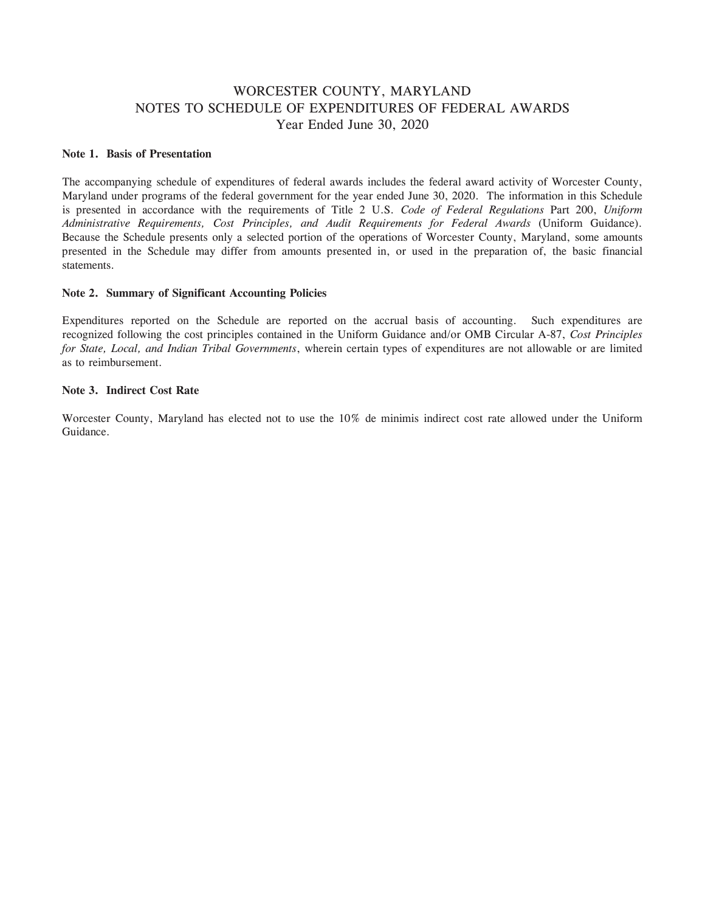# WORCESTER COUNTY, MARYLAND
## NOTES TO SCHEDULE OF EXPENDITURES OF FEDERAL AWARDS
### Year Ended June 30, 2020

**Note 1. Basis of Presentation**

The accompanying schedule of expenditures of federal awards includes the federal award activity of Worcester County, Maryland under programs of the federal government for the year ended June 30, 2020. The information in this Schedule is presented in accordance with the requirements of Title 2 U.S. *Code of Federal Regulations* Part 200, *Uniform Administrative Requirements, Cost Principles, and Audit Requirements for Federal Awards* (Uniform Guidance). Because the Schedule presents only a selected portion of the operations of Worcester County, Maryland, some amounts presented in the Schedule may differ from amounts presented in, or used in the preparation of, the basic financial statements.

**Note 2. Summary of Significant Accounting Policies**

Expenditures reported on the Schedule are reported on the accrual basis of accounting. Such expenditures are recognized following the cost principles contained in the Uniform Guidance and/or OMB Circular A-87, *Cost Principles for State, Local, and Indian Tribal Governments*, wherein certain types of expenditures are not allowable or are limited as to reimbursement.

**Note 3. Indirect Cost Rate**

Worcester County, Maryland has elected not to use the 10% de minimis indirect cost rate allowed under the Uniform Guidance.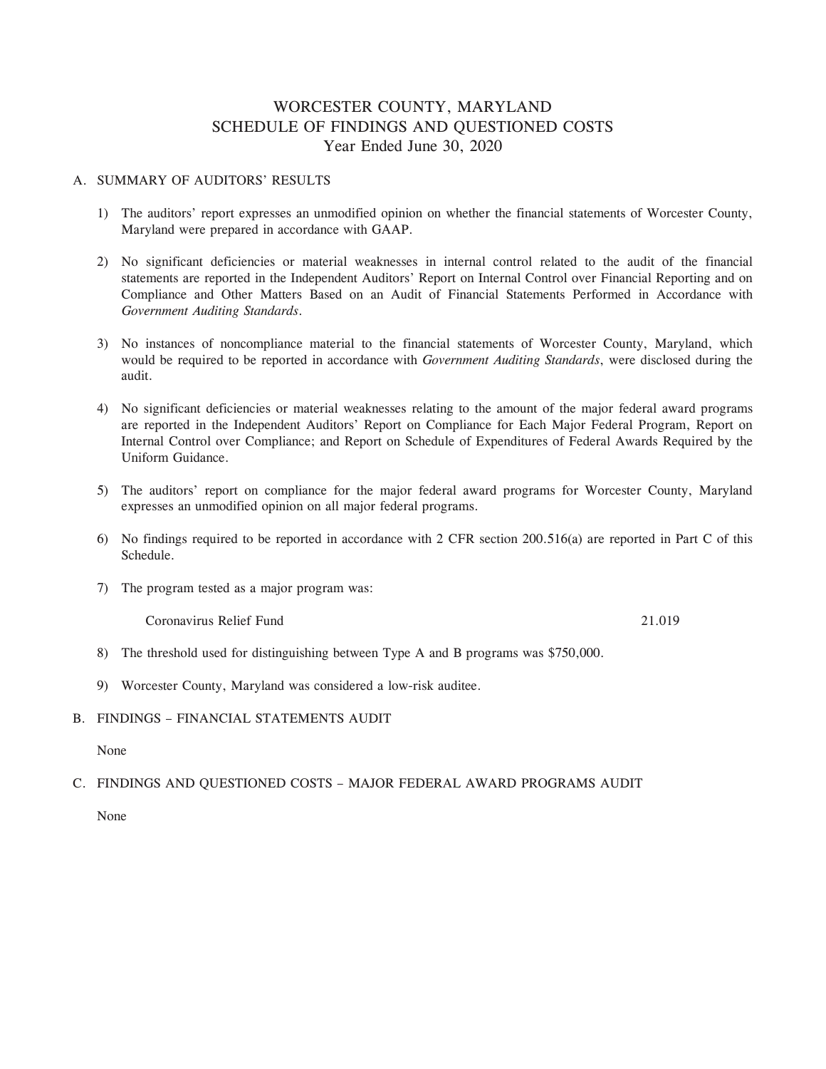# WORCESTER COUNTY, MARYLAND
# SCHEDULE OF FINDINGS AND QUESTIONED COSTS
## Year Ended June 30, 2020

A. SUMMARY OF AUDITORS' RESULTS

1) The auditors' report expresses an unmodified opinion on whether the financial statements of Worcester County, Maryland were prepared in accordance with GAAP.

2) No significant deficiencies or material weaknesses in internal control related to the audit of the financial statements are reported in the Independent Auditors' Report on Internal Control over Financial Reporting and on Compliance and Other Matters Based on an Audit of Financial Statements Performed in Accordance with *Government Auditing Standards*.

3) No instances of noncompliance material to the financial statements of Worcester County, Maryland, which would be required to be reported in accordance with *Government Auditing Standards*, were disclosed during the audit.

4) No significant deficiencies or material weaknesses relating to the amount of the major federal award programs are reported in the Independent Auditors' Report on Compliance for Each Major Federal Program, Report on Internal Control over Compliance; and Report on Schedule of Expenditures of Federal Awards Required by the Uniform Guidance.

5) The auditors' report on compliance for the major federal award programs for Worcester County, Maryland expresses an unmodified opinion on all major federal programs.

6) No findings required to be reported in accordance with 2 CFR section 200.516(a) are reported in Part C of this Schedule.

7) The program tested as a major program was:

| | |
|---|---|
| Coronavirus Relief Fund | 21.019 |

8) The threshold used for distinguishing between Type A and B programs was $750,000.

9) Worcester County, Maryland was considered a low-risk auditee.

B. FINDINGS – FINANCIAL STATEMENTS AUDIT

None

C. FINDINGS AND QUESTIONED COSTS – MAJOR FEDERAL AWARD PROGRAMS AUDIT

None